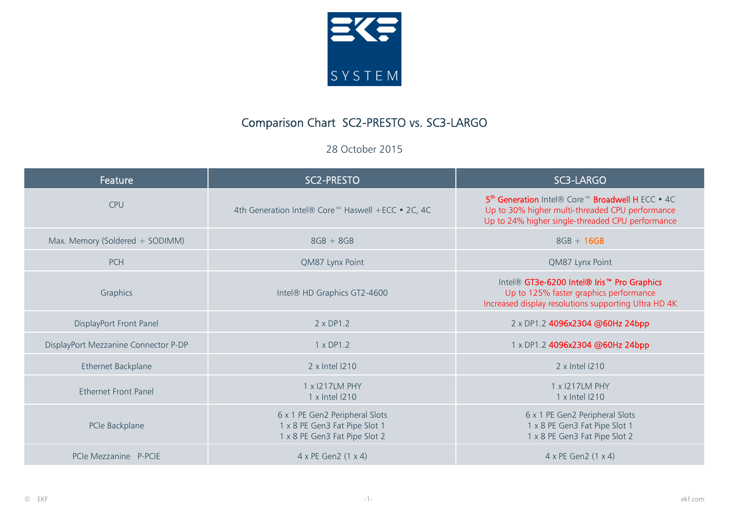# Comparison Chart SC2-PRESTO vs. SC3-LARGO

28 October 2015

| Feature | SC2-PRESTO | SC3-LARGO |
|---|---|---|
| CPU | 4th Generation Intel® Core™ Haswell +ECC • 2C, 4C | 5th Generation Intel® Core™ Broadwell H ECC • 4C<br>Up to 30% higher multi-threaded CPU performance<br>Up to 24% higher single-threaded CPU performance |
| Max. Memory (Soldered + SODIMM) | 8GB + 8GB | 8GB + 16GB |
| PCH | QM87 Lynx Point | QM87 Lynx Point |
| Graphics | Intel® HD Graphics GT2-4600 | Intel® GT3e-6200 Intel® Iris™ Pro Graphics<br>Up to 125% faster graphics performance<br>Increased display resolutions supporting Ultra HD 4K |
| DisplayPort Front Panel | 2 x DP1.2 | 2 x DP1.2 4096x2304 @60Hz 24bpp |
| DisplayPort Mezzanine Connector P-DP | 1 x DP1.2 | 1 x DP1.2 4096x2304 @60Hz 24bpp |
| Ethernet Backplane | 2 x Intel I210 | 2 x Intel I210 |
| Ethernet Front Panel | 1 x I217LM PHY<br>1 x Intel I210 | 1 x I217LM PHY<br>1 x Intel I210 |
| PCIe Backplane | 6 x 1 PE Gen2 Peripheral Slots<br>1 x 8 PE Gen3 Fat Pipe Slot 1<br>1 x 8 PE Gen3 Fat Pipe Slot 2 | 6 x 1 PE Gen2 Peripheral Slots<br>1 x 8 PE Gen3 Fat Pipe Slot 1<br>1 x 8 PE Gen3 Fat Pipe Slot 2 |
| PCIe Mezzanine P-PCIE | 4 x PE Gen2 (1 x 4) | 4 x PE Gen2 (1 x 4) |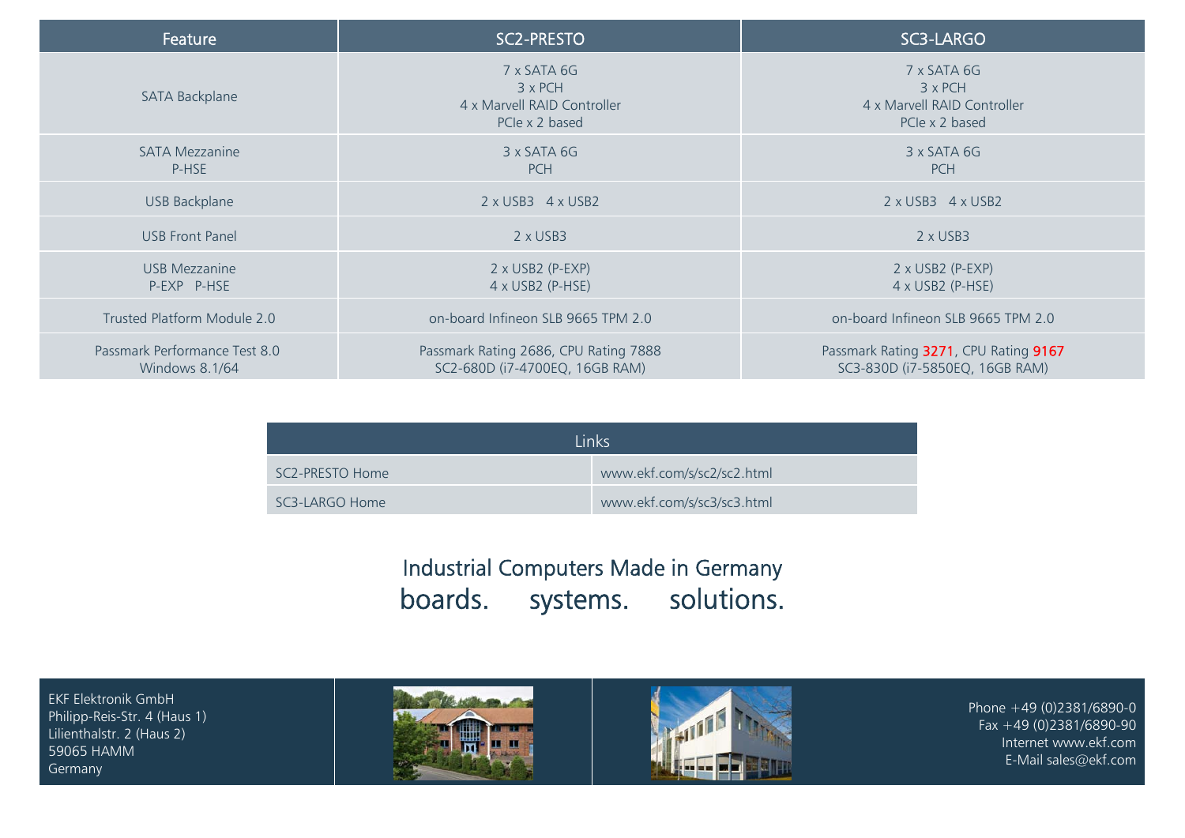| Feature | SC2-PRESTO | SC3-LARGO |
| --- | --- | --- |
| SATA Backplane | 7 x SATA 6G<br>3 x PCH<br>4 x Marvell RAID Controller<br>PCIe x 2 based | 7 x SATA 6G<br>3 x PCH<br>4 x Marvell RAID Controller<br>PCIe x 2 based |
| SATA Mezzanine<br>P-HSE | 3 x SATA 6G<br>PCH | 3 x SATA 6G<br>PCH |
| USB Backplane | 2 x USB3   4 x USB2 | 2 x USB3   4 x USB2 |
| USB Front Panel | 2 x USB3 | 2 x USB3 |
| USB Mezzanine<br>P-EXP   P-HSE | 2 x USB2 (P-EXP)<br>4 x USB2 (P-HSE) | 2 x USB2 (P-EXP)<br>4 x USB2 (P-HSE) |
| Trusted Platform Module 2.0 | on-board Infineon SLB 9665 TPM 2.0 | on-board Infineon SLB 9665 TPM 2.0 |
| Passmark Performance Test 8.0<br>Windows 8.1/64 | Passmark Rating 2686, CPU Rating 7888<br>SC2-680D (i7-4700EQ, 16GB RAM) | Passmark Rating 3271, CPU Rating 9167<br>SC3-830D (i7-5850EQ, 16GB RAM) |

| Links | |
| --- | --- |
| SC2-PRESTO Home | www.ekf.com/s/sc2/sc2.html |
| SC3-LARGO Home | www.ekf.com/s/sc3/sc3.html |

## Industrial Computers Made in Germany

## boards.   systems.   solutions.

EKF Elektronik GmbH
Philipp-Reis-Str. 4 (Haus 1)
Lilienthalstr. 2 (Haus 2)
59065 HAMM
Germany

Phone +49 (0)2381/6890-0
Fax +49 (0)2381/6890-90
Internet www.ekf.com
E-Mail sales@ekf.com